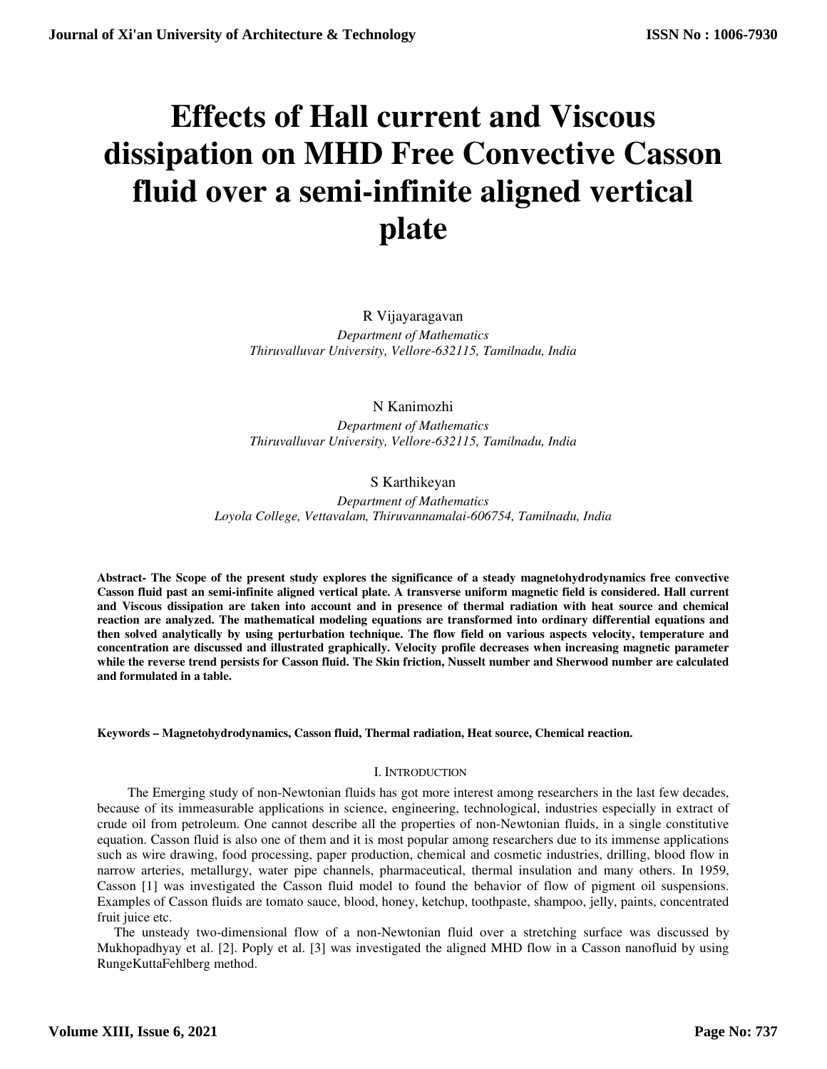# Effects of Hall current and Viscous dissipation on MHD Free Convective Casson fluid over a semi-infinite aligned vertical plate

R Vijayaragavan

*Department of Mathematics*
*Thiruvalluvar University, Vellore-632115, Tamilnadu, India*

N Kanimozhi

*Department of Mathematics*
*Thiruvalluvar University, Vellore-632115, Tamilnadu, India*

S Karthikeyan

*Department of Mathematics*
*Loyola College, Vettavalam, Thiruvannamalai-606754, Tamilnadu, India*

**Abstract- The Scope of the present study explores the significance of a steady magnetohydrodynamics free convective Casson fluid past an semi-infinite aligned vertical plate. A transverse uniform magnetic field is considered. Hall current and Viscous dissipation are taken into account and in presence of thermal radiation with heat source and chemical reaction are analyzed. The mathematical modeling equations are transformed into ordinary differential equations and then solved analytically by using perturbation technique. The flow field on various aspects velocity, temperature and concentration are discussed and illustrated graphically. Velocity profile decreases when increasing magnetic parameter while the reverse trend persists for Casson fluid. The Skin friction, Nusselt number and Sherwood number are calculated and formulated in a table.**

**Keywords – Magnetohydrodynamics, Casson fluid, Thermal radiation, Heat source, Chemical reaction.**

## I. Introduction

The Emerging study of non-Newtonian fluids has got more interest among researchers in the last few decades, because of its immeasurable applications in science, engineering, technological, industries especially in extract of crude oil from petroleum. One cannot describe all the properties of non-Newtonian fluids, in a single constitutive equation. Casson fluid is also one of them and it is most popular among researchers due to its immense applications such as wire drawing, food processing, paper production, chemical and cosmetic industries, drilling, blood flow in narrow arteries, metallurgy, water pipe channels, pharmaceutical, thermal insulation and many others. In 1959, Casson [1] was investigated the Casson fluid model to found the behavior of flow of pigment oil suspensions. Examples of Casson fluids are tomato sauce, blood, honey, ketchup, toothpaste, shampoo, jelly, paints, concentrated fruit juice etc.

The unsteady two-dimensional flow of a non-Newtonian fluid over a stretching surface was discussed by Mukhopadhyay et al. [2]. Poply et al. [3] was investigated the aligned MHD flow in a Casson nanofluid by using RungeKuttaFehlberg method.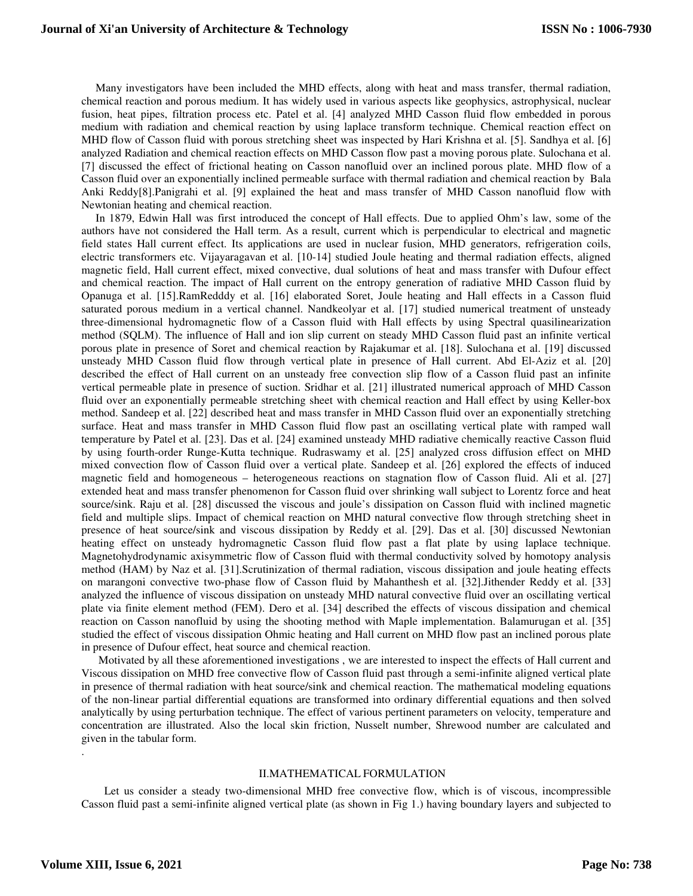Many investigators have been included the MHD effects, along with heat and mass transfer, thermal radiation, chemical reaction and porous medium. It has widely used in various aspects like geophysics, astrophysical, nuclear fusion, heat pipes, filtration process etc. Patel et al. [4] analyzed MHD Casson fluid flow embedded in porous medium with radiation and chemical reaction by using laplace transform technique. Chemical reaction effect on MHD flow of Casson fluid with porous stretching sheet was inspected by Hari Krishna et al. [5]. Sandhya et al. [6] analyzed Radiation and chemical reaction effects on MHD Casson flow past a moving porous plate. Sulochana et al. [7] discussed the effect of frictional heating on Casson nanofluid over an inclined porous plate. MHD flow of a Casson fluid over an exponentially inclined permeable surface with thermal radiation and chemical reaction by Bala Anki Reddy[8].Panigrahi et al. [9] explained the heat and mass transfer of MHD Casson nanofluid flow with Newtonian heating and chemical reaction.

In 1879, Edwin Hall was first introduced the concept of Hall effects. Due to applied Ohm's law, some of the authors have not considered the Hall term. As a result, current which is perpendicular to electrical and magnetic field states Hall current effect. Its applications are used in nuclear fusion, MHD generators, refrigeration coils, electric transformers etc. Vijayaragavan et al. [10-14] studied Joule heating and thermal radiation effects, aligned magnetic field, Hall current effect, mixed convective, dual solutions of heat and mass transfer with Dufour effect and chemical reaction. The impact of Hall current on the entropy generation of radiative MHD Casson fluid by Opanuga et al. [15].RamRedddy et al. [16] elaborated Soret, Joule heating and Hall effects in a Casson fluid saturated porous medium in a vertical channel. Nandkeolyar et al. [17] studied numerical treatment of unsteady three-dimensional hydromagnetic flow of a Casson fluid with Hall effects by using Spectral quasilinearization method (SQLM). The influence of Hall and ion slip current on steady MHD Casson fluid past an infinite vertical porous plate in presence of Soret and chemical reaction by Rajakumar et al. [18]. Sulochana et al. [19] discussed unsteady MHD Casson fluid flow through vertical plate in presence of Hall current. Abd El-Aziz et al. [20] described the effect of Hall current on an unsteady free convection slip flow of a Casson fluid past an infinite vertical permeable plate in presence of suction. Sridhar et al. [21] illustrated numerical approach of MHD Casson fluid over an exponentially permeable stretching sheet with chemical reaction and Hall effect by using Keller-box method. Sandeep et al. [22] described heat and mass transfer in MHD Casson fluid over an exponentially stretching surface. Heat and mass transfer in MHD Casson fluid flow past an oscillating vertical plate with ramped wall temperature by Patel et al. [23]. Das et al. [24] examined unsteady MHD radiative chemically reactive Casson fluid by using fourth-order Runge-Kutta technique. Rudraswamy et al. [25] analyzed cross diffusion effect on MHD mixed convection flow of Casson fluid over a vertical plate. Sandeep et al. [26] explored the effects of induced magnetic field and homogeneous – heterogeneous reactions on stagnation flow of Casson fluid. Ali et al. [27] extended heat and mass transfer phenomenon for Casson fluid over shrinking wall subject to Lorentz force and heat source/sink. Raju et al. [28] discussed the viscous and joule's dissipation on Casson fluid with inclined magnetic field and multiple slips. Impact of chemical reaction on MHD natural convective flow through stretching sheet in presence of heat source/sink and viscous dissipation by Reddy et al. [29]. Das et al. [30] discussed Newtonian heating effect on unsteady hydromagnetic Casson fluid flow past a flat plate by using laplace technique. Magnetohydrodynamic axisymmetric flow of Casson fluid with thermal conductivity solved by homotopy analysis method (HAM) by Naz et al. [31].Scrutinization of thermal radiation, viscous dissipation and joule heating effects on marangoni convective two-phase flow of Casson fluid by Mahanthesh et al. [32].Jithender Reddy et al. [33] analyzed the influence of viscous dissipation on unsteady MHD natural convective fluid over an oscillating vertical plate via finite element method (FEM). Dero et al. [34] described the effects of viscous dissipation and chemical reaction on Casson nanofluid by using the shooting method with Maple implementation. Balamurugan et al. [35] studied the effect of viscous dissipation Ohmic heating and Hall current on MHD flow past an inclined porous plate in presence of Dufour effect, heat source and chemical reaction.

Motivated by all these aforementioned investigations , we are interested to inspect the effects of Hall current and Viscous dissipation on MHD free convective flow of Casson fluid past through a semi-infinite aligned vertical plate in presence of thermal radiation with heat source/sink and chemical reaction. The mathematical modeling equations of the non-linear partial differential equations are transformed into ordinary differential equations and then solved analytically by using perturbation technique. The effect of various pertinent parameters on velocity, temperature and concentration are illustrated. Also the local skin friction, Nusselt number, Shrewood number are calculated and given in the tabular form.

## II.MATHEMATICAL FORMULATION

Let us consider a steady two-dimensional MHD free convective flow, which is of viscous, incompressible Casson fluid past a semi-infinite aligned vertical plate (as shown in Fig 1.) having boundary layers and subjected to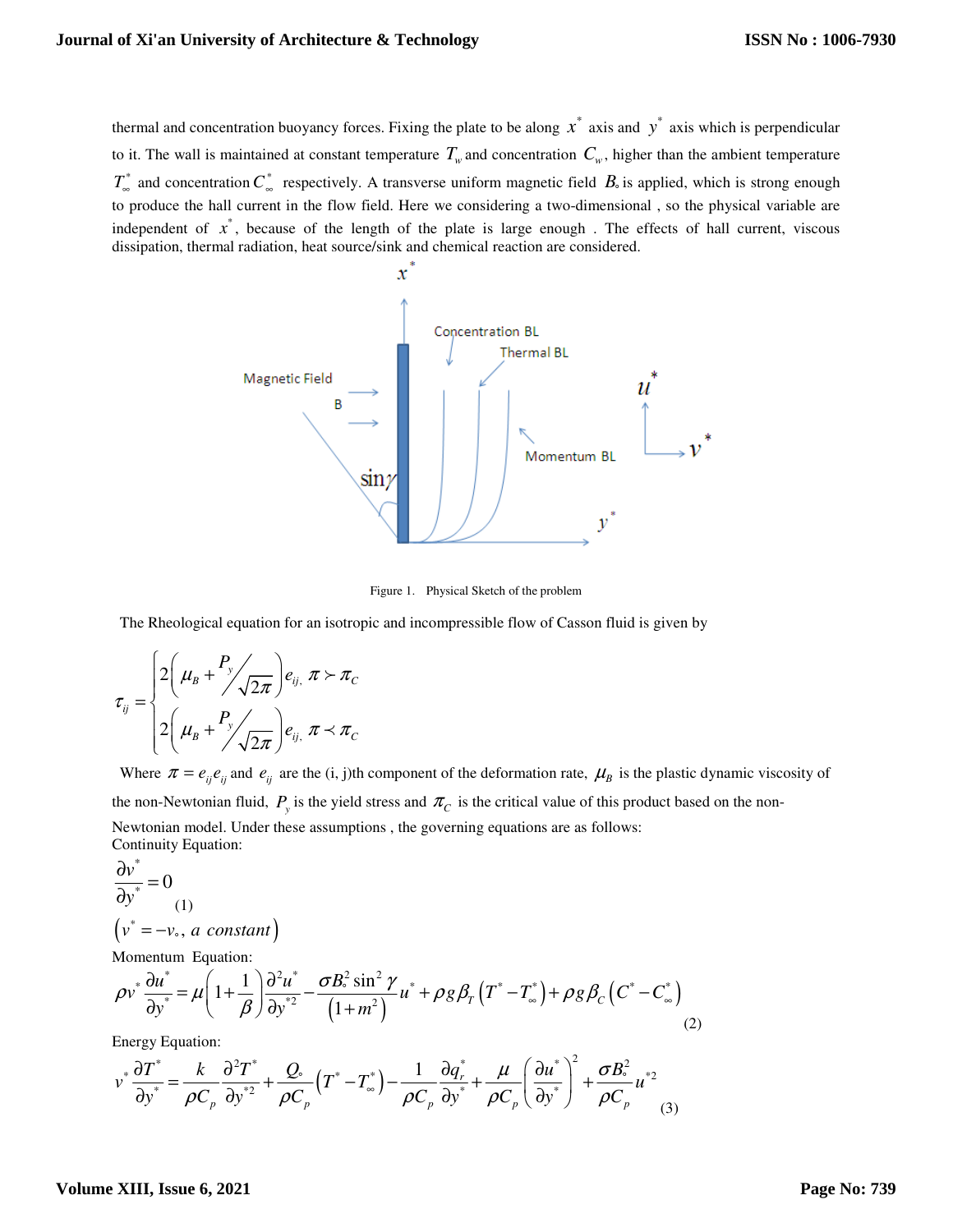thermal and concentration buoyancy forces. Fixing the plate to be along $x^*$ axis and $y^*$ axis which is perpendicular to it. The wall is maintained at constant temperature $T_w$ and concentration $C_w$, higher than the ambient temperature $T_\infty^*$ and concentration $C_\infty^*$ respectively. A transverse uniform magnetic field $B_\circ$ is applied, which is strong enough to produce the hall current in the flow field. Here we considering a two-dimensional , so the physical variable are independent of $x^*$, because of the length of the plate is large enough . The effects of hall current, viscous dissipation, thermal radiation, heat source/sink and chemical reaction are considered.

$x^*$

Concentration BL

Thermal BL

Magnetic Field

B

$u^*$

$v^*$

Momentum BL

$\sin\gamma$

$y^*$

Figure 1. Physical Sketch of the problem

The Rheological equation for an isotropic and incompressible flow of Casson fluid is given by

$$\tau_{ij} = \begin{cases} 2\left(\mu_B + {P_y}\big/{\sqrt{2\pi}}\right)e_{ij,}\ \pi \succ \pi_C \\ 2\left(\mu_B + {P_y}\big/{\sqrt{2\pi}}\right)e_{ij,}\ \pi \prec \pi_C \end{cases}$$

Where $\pi = e_{ij}e_{ij}$ and $e_{ij}$ are the (i, j)th component of the deformation rate, $\mu_B$ is the plastic dynamic viscosity of the non-Newtonian fluid, $P_y$ is the yield stress and $\pi_C$ is the critical value of this product based on the non-Newtonian model. Under these assumptions , the governing equations are as follows:

Continuity Equation:

$$\frac{\partial v^*}{\partial y^*} = 0 \tag{1}$$

$$\left(v^* = -v_\circ,\ a\ constant\right)$$

Momentum Equation:

$$\rho v^* \frac{\partial u^*}{\partial y^*} = \mu\left(1+\frac{1}{\beta}\right)\frac{\partial^2 u^*}{\partial y^{*2}} - \frac{\sigma B_\circ^2 \sin^2\gamma}{\left(1+m^2\right)}u^* + \rho g \beta_T\left(T^* - T_\infty^*\right) + \rho g \beta_C\left(C^* - C_\infty^*\right) \tag{2}$$

Energy Equation:

$$v^*\frac{\partial T^*}{\partial y^*} = \frac{k}{\rho C_p}\frac{\partial^2 T^*}{\partial y^{*2}} + \frac{Q_\circ}{\rho C_p}\left(T^* - T_\infty^*\right) - \frac{1}{\rho C_p}\frac{\partial q_r^*}{\partial y^*} + \frac{\mu}{\rho C_p}\left(\frac{\partial u^*}{\partial y^*}\right)^2 + \frac{\sigma B_\circ^2}{\rho C_p}u^{*2} \tag{3}$$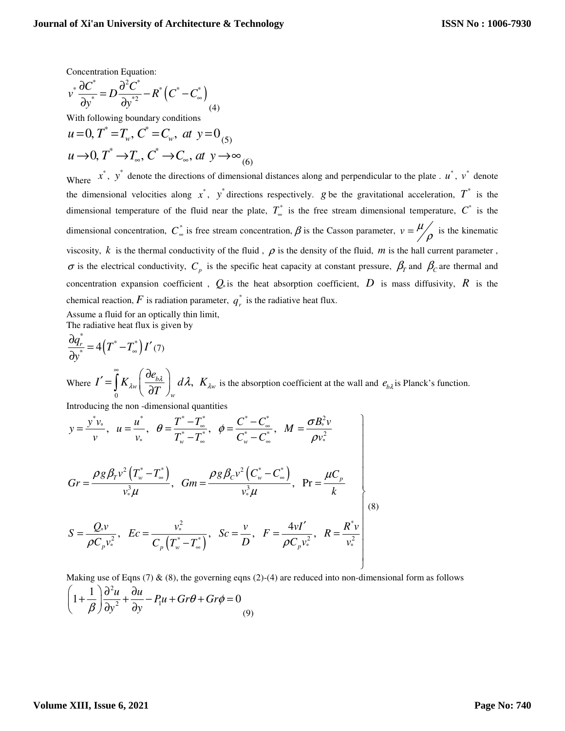Concentration Equation:

$$v^* \frac{\partial C^*}{\partial y^*} = D \frac{\partial^2 C^*}{\partial y^{*2}} - R^* \left( C^* - C_\infty^* \right) \quad (4)$$

With following boundary conditions

$$u = 0,\ T^* = T_w,\ C^* = C_w,\ at\ y = 0 \quad (5)$$

$$u \to 0,\ T^* \to T_\infty,\ C^* \to C_\infty,\ at\ y \to \infty \quad (6)$$

Where $x^*$, $y^*$ denote the directions of dimensional distances along and perpendicular to the plate . $u^*$, $v^*$ denote the dimensional velocities along $x^*$, $y^*$ directions respectively. $g$ be the gravitational acceleration, $T^*$ is the dimensional temperature of the fluid near the plate, $T_\infty^*$ is the free stream dimensional temperature, $C^*$ is the dimensional concentration, $C_\infty^*$ is free stream concentration, $\beta$ is the Casson parameter, $v = \mu/\rho$ is the kinematic viscosity, $k$ is the thermal conductivity of the fluid , $\rho$ is the density of the fluid, $m$ is the hall current parameter , $\sigma$ is the electrical conductivity, $C_p$ is the specific heat capacity at constant pressure, $\beta_T$ and $\beta_C$ are thermal and concentration expansion coefficient , $Q_\circ$ is the heat absorption coefficient, $D$ is mass diffusivity, $R$ is the chemical reaction, $F$ is radiation parameter, $q_r^*$ is the radiative heat flux.

Assume a fluid for an optically thin limit,

The radiative heat flux is given by

$$\frac{\partial q_r^*}{\partial y^*} = 4\left( T^* - T_\infty^* \right) I' \quad (7)$$

Where $I' = \int_0^\infty K_{\lambda w} \left( \frac{\partial e_{b\lambda}}{\partial T} \right)_w d\lambda$, $K_{\lambda w}$ is the absorption coefficient at the wall and $e_{b\lambda}$ is Planck's function.

Introducing the non -dimensional quantities

$$\left.\begin{aligned}
& y = \frac{y^* v_\circ}{v},\ u = \frac{u^*}{v_\circ},\ \theta = \frac{T^* - T_\infty^*}{T_w^* - T_\infty^*},\ \phi = \frac{C^* - C_\infty^*}{C_w^* - C_\infty^*},\ M = \frac{\sigma B_\circ^2 v}{\rho v_\circ^2} \\
& Gr = \frac{\rho g \beta_T v^2 \left( T_w^* - T_\infty^* \right)}{v_\circ^3 \mu},\ Gm = \frac{\rho g \beta_C v^2 \left( C_w^* - C_\infty^* \right)}{v_\circ^3 \mu},\ \Pr = \frac{\mu C_p}{k} \\
& S = \frac{Q_\circ v}{\rho C_p v_\circ^2},\ Ec = \frac{v_\circ^2}{C_p \left( T_w^* - T_\infty^* \right)},\ Sc = \frac{v}{D},\ F = \frac{4 v I'}{\rho C_p v_\circ^2},\ R = \frac{R^* v}{v_\circ^2}
\end{aligned}\right\} \quad (8)$$

Making use of Eqns (7) & (8), the governing eqns (2)-(4) are reduced into non-dimensional form as follows

$$\left( 1 + \frac{1}{\beta} \right) \frac{\partial^2 u}{\partial y^2} + \frac{\partial u}{\partial y} - P_1 u + Gr\theta + Gr\phi = 0 \quad (9)$$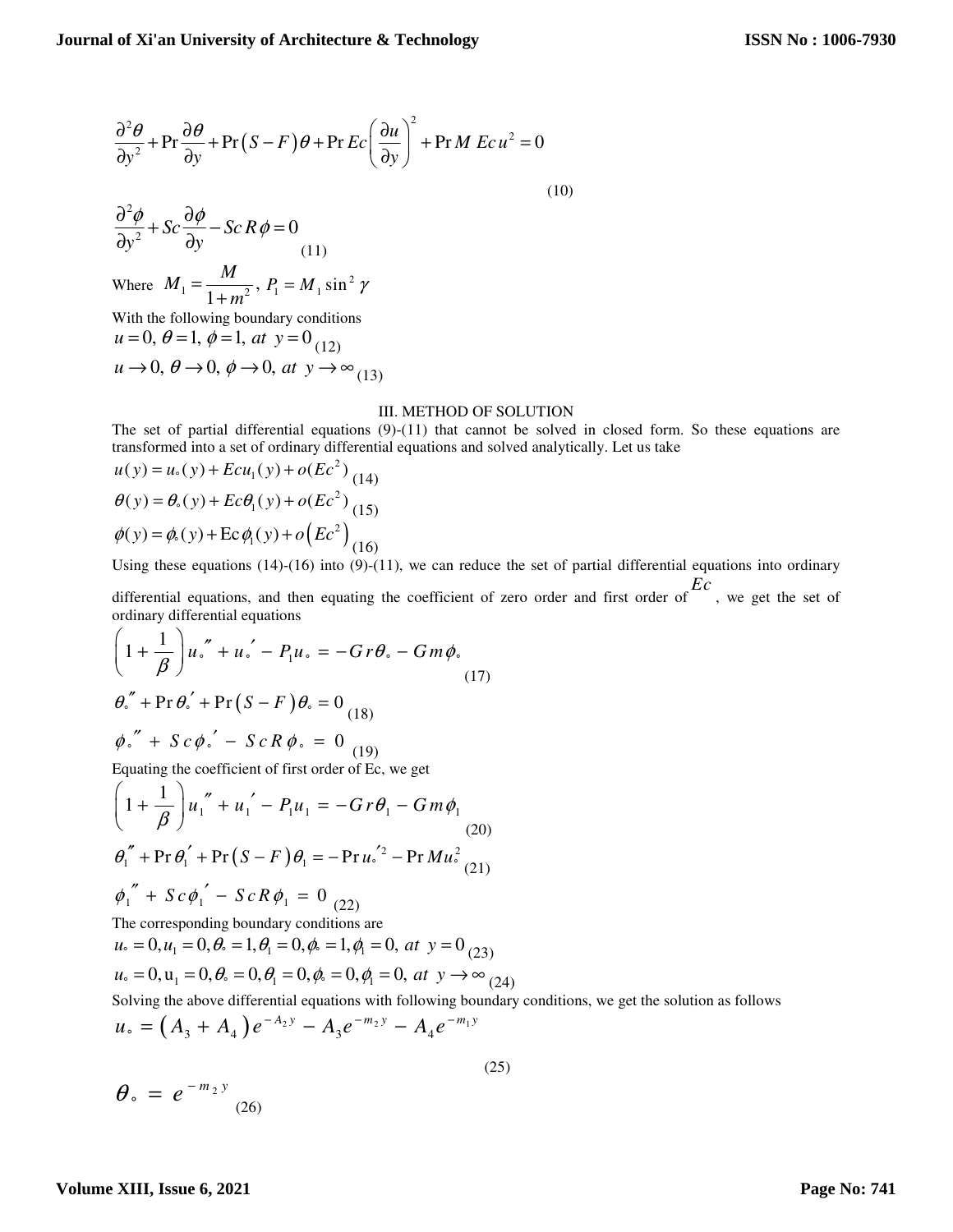$$\frac{\partial^2\theta}{\partial y^2}+\Pr\frac{\partial\theta}{\partial y}+\Pr\left(S-F\right)\theta+\Pr Ec\left(\frac{\partial u}{\partial y}\right)^2+\Pr M\;Ec\,u^2=0 \tag{10}$$

$$\frac{\partial^2\phi}{\partial y^2}+Sc\frac{\partial\phi}{\partial y}-Sc\,R\,\phi=0 \tag{11}$$

Where $M_1=\dfrac{M}{1+m^2}$, $P_1=M_1\sin^2\gamma$

With the following boundary conditions

$$u=0,\ \theta=1,\ \phi=1,\ at\ \ y=0 \tag{12}$$

$$u\to 0,\ \theta\to 0,\ \phi\to 0,\ at\ \ y\to\infty \tag{13}$$

## III. METHOD OF SOLUTION

The set of partial differential equations (9)-(11) that cannot be solved in closed form. So these equations are transformed into a set of ordinary differential equations and solved analytically. Let us take

$$u(y)=u_\circ(y)+Ecu_1(y)+o(Ec^2) \tag{14}$$

$$\theta(y)=\theta_\circ(y)+Ec\theta_1(y)+o(Ec^2) \tag{15}$$

$$\phi(y)=\phi_\circ(y)+\mathrm{Ec}\,\phi_1(y)+o\left(Ec^2\right) \tag{16}$$

Using these equations (14)-(16) into (9)-(11), we can reduce the set of partial differential equations into ordinary differential equations, and then equating the coefficient of zero order and first order of $Ec$, we get the set of ordinary differential equations

$$\left(1+\frac{1}{\beta}\right)u_\circ''+u_\circ'-P_1u_\circ=-Gr\theta_\circ-Gm\phi_\circ \tag{17}$$

$$\theta_\circ''+\Pr\theta_\circ'+\Pr\left(S-F\right)\theta_\circ=0 \tag{18}$$

$$\phi_\circ''+Sc\,\phi_\circ'-Sc\,R\,\phi_\circ=0 \tag{19}$$

Equating the coefficient of first order of Ec, we get

$$\left(1+\frac{1}{\beta}\right)u_1''+u_1'-P_1u_1=-Gr\theta_1-Gm\phi_1 \tag{20}$$

$$\theta_1''+\Pr\theta_1'+\Pr\left(S-F\right)\theta_1=-\Pr u_\circ'^2-\Pr Mu_\circ^2 \tag{21}$$

$$\phi_1''+Sc\phi_1'-Sc\,R\,\phi_1=0 \tag{22}$$

The corresponding boundary conditions are

$$u_\circ=0,u_1=0,\theta_\circ=1,\theta_1=0,\phi_\circ=1,\phi_1=0,\ at\ \ y=0 \tag{23}$$

$$u_\circ=0,\mathrm{u}_1=0,\theta_\circ=0,\theta_1=0,\phi_\circ=0,\phi_1=0,\ at\ \ y\to\infty \tag{24}$$

Solving the above differential equations with following boundary conditions, we get the solution as follows

$$u_\circ=\left(A_3+A_4\right)e^{-A_2y}-A_3e^{-m_2y}-A_4e^{-m_1y} \tag{25}$$

$$\theta_\circ=e^{-m_2y} \tag{26}$$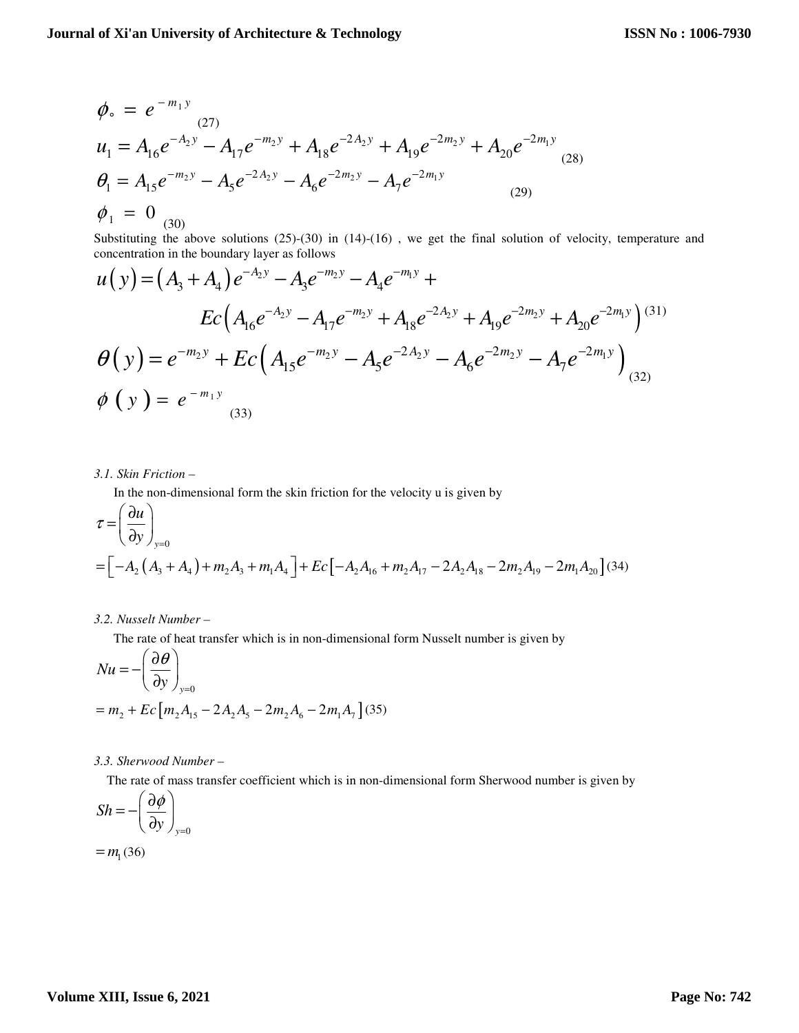$$\phi_\circ = e^{-m_1 y} \quad (27)$$

$$u_1 = A_{16}e^{-A_2 y} - A_{17}e^{-m_2 y} + A_{18}e^{-2A_2 y} + A_{19}e^{-2m_2 y} + A_{20}e^{-2m_1 y} \quad (28)$$

$$\theta_1 = A_{15}e^{-m_2 y} - A_5 e^{-2A_2 y} - A_6 e^{-2m_2 y} - A_7 e^{-2m_1 y} \quad (29)$$

$$\phi_1 = 0 \quad (30)$$

Substituting the above solutions (25)-(30) in (14)-(16) , we get the final solution of velocity, temperature and concentration in the boundary layer as follows

$$u(y) = (A_3 + A_4)e^{-A_2 y} - A_3 e^{-m_2 y} - A_4 e^{-m_1 y} + Ec\left(A_{16}e^{-A_2 y} - A_{17}e^{-m_2 y} + A_{18}e^{-2A_2 y} + A_{19}e^{-2m_2 y} + A_{20}e^{-2m_1 y}\right) \quad (31)$$

$$\theta(y) = e^{-m_2 y} + Ec\left(A_{15}e^{-m_2 y} - A_5 e^{-2A_2 y} - A_6 e^{-2m_2 y} - A_7 e^{-2m_1 y}\right) \quad (32)$$

$$\phi(y) = e^{-m_1 y} \quad (33)$$

### *3.1. Skin Friction –*

In the non-dimensional form the skin friction for the velocity u is given by

$$\tau = \left(\frac{\partial u}{\partial y}\right)_{y=0}$$

$$= \left[-A_2(A_3 + A_4) + m_2 A_3 + m_1 A_4\right] + Ec\left[-A_2 A_{16} + m_2 A_{17} - 2A_2 A_{18} - 2m_2 A_{19} - 2m_1 A_{20}\right] \quad (34)$$

### *3.2. Nusselt Number –*

The rate of heat transfer which is in non-dimensional form Nusselt number is given by

$$Nu = -\left(\frac{\partial \theta}{\partial y}\right)_{y=0}$$

$$= m_2 + Ec\left[m_2 A_{15} - 2A_2 A_5 - 2m_2 A_6 - 2m_1 A_7\right] \quad (35)$$

### *3.3. Sherwood Number –*

The rate of mass transfer coefficient which is in non-dimensional form Sherwood number is given by

$$Sh = -\left(\frac{\partial \phi}{\partial y}\right)_{y=0}$$

$$= m_1 \quad (36)$$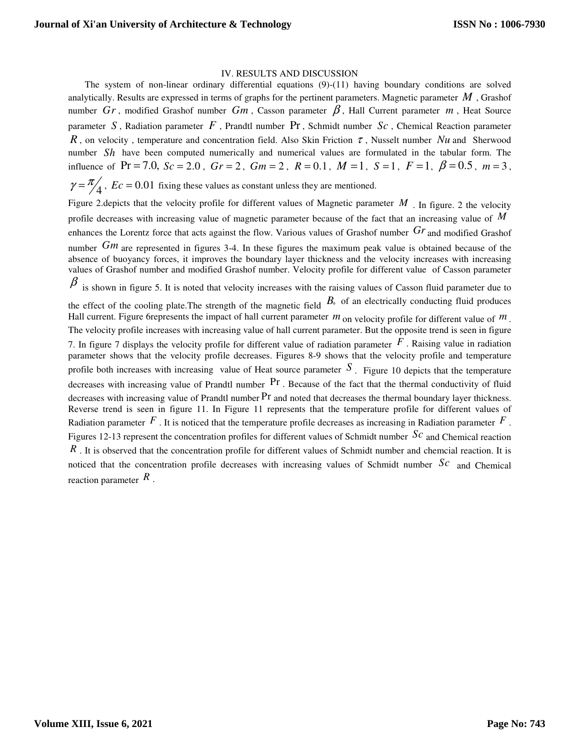## IV. RESULTS AND DISCUSSION

The system of non-linear ordinary differential equations (9)-(11) having boundary conditions are solved analytically. Results are expressed in terms of graphs for the pertinent parameters. Magnetic parameter $M$ , Grashof number $Gr$, modified Grashof number $Gm$, Casson parameter $\beta$, Hall Current parameter $m$, Heat Source parameter $S$, Radiation parameter $F$, Prandtl number $\Pr$, Schmidt number $Sc$, Chemical Reaction parameter $R$, on velocity , temperature and concentration field. Also Skin Friction $\tau$, Nusselt number $Nu$ and Sherwood number $Sh$ have been computed numerically and numerical values are formulated in the tabular form. The influence of $\Pr = 7.0,$ $Sc = 2.0$, $Gr = 2$, $Gm = 2$, $R = 0.1$, $M = 1$, $S = 1$, $F = 1$, $\beta = 0.5$, $m = 3$, $\gamma = \pi/4$, $Ec = 0.01$ fixing these values as constant unless they are mentioned.

Figure 2.depicts that the velocity profile for different values of Magnetic parameter $M$ . In figure. 2 the velocity profile decreases with increasing value of magnetic parameter because of the fact that an increasing value of $M$ enhances the Lorentz force that acts against the flow. Various values of Grashof number $Gr$ and modified Grashof number $Gm$ are represented in figures 3-4. In these figures the maximum peak value is obtained because of the absence of buoyancy forces, it improves the boundary layer thickness and the velocity increases with increasing values of Grashof number and modified Grashof number. Velocity profile for different value of Casson parameter $\beta$ is shown in figure 5. It is noted that velocity increases with the raising values of Casson fluid parameter due to the effect of the cooling plate.The strength of the magnetic field $B_\circ$ of an electrically conducting fluid produces Hall current. Figure 6represents the impact of hall current parameter $m$ on velocity profile for different value of $m$. The velocity profile increases with increasing value of hall current parameter. But the opposite trend is seen in figure 7. In figure 7 displays the velocity profile for different value of radiation parameter $F$. Raising value in radiation parameter shows that the velocity profile decreases. Figures 8-9 shows that the velocity profile and temperature profile both increases with increasing value of Heat source parameter $S$. Figure 10 depicts that the temperature decreases with increasing value of Prandtl number $\Pr$. Because of the fact that the thermal conductivity of fluid decreases with increasing value of Prandtl number $\Pr$ and noted that decreases the thermal boundary layer thickness. Reverse trend is seen in figure 11. In Figure 11 represents that the temperature profile for different values of Radiation parameter $F$. It is noticed that the temperature profile decreases as increasing in Radiation parameter $F$. Figures 12-13 represent the concentration profiles for different values of Schmidt number $Sc$ and Chemical reaction $R$. It is observed that the concentration profile for different values of Schmidt number and chemcial reaction. It is noticed that the concentration profile decreases with increasing values of Schmidt number $Sc$ and Chemical reaction parameter $R$.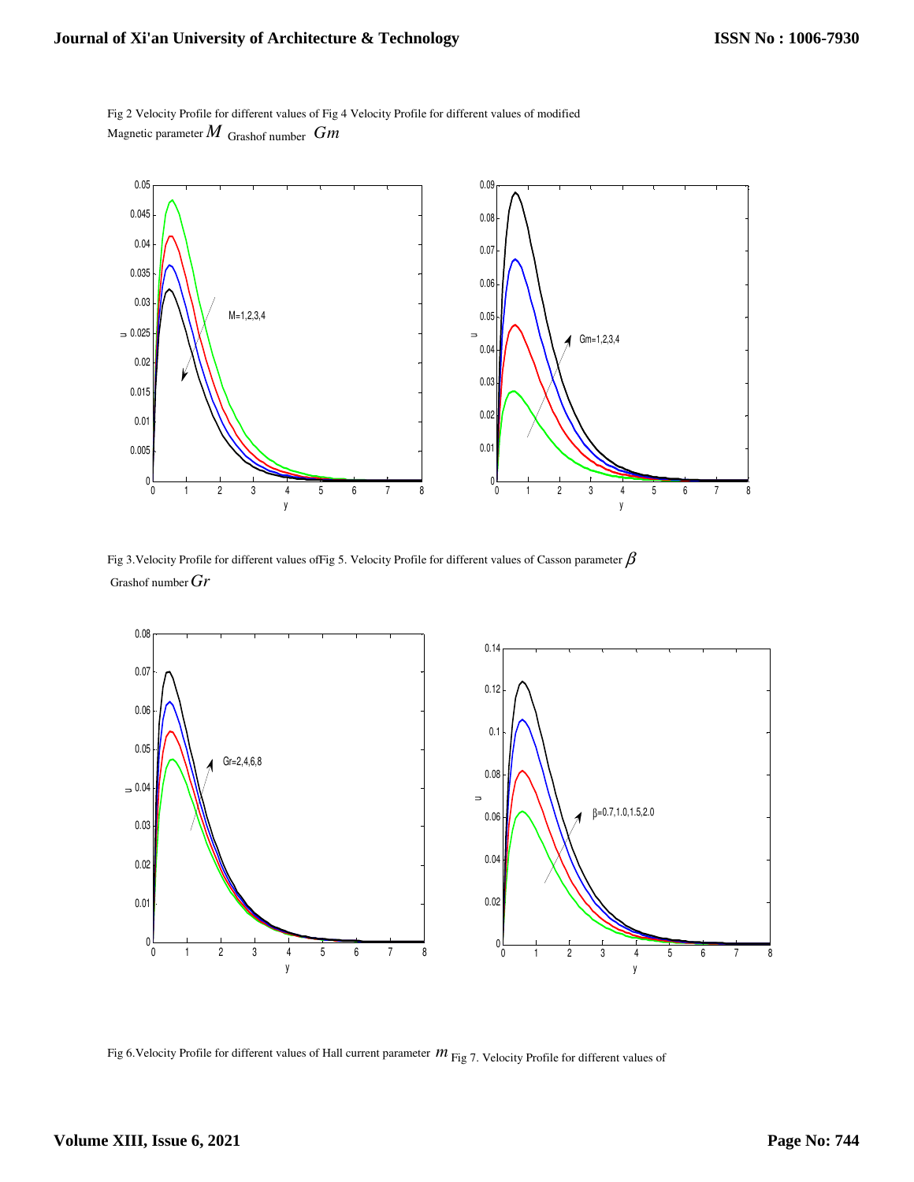Fig 2 Velocity Profile for different values of Magnetic parameter $M$

Fig 4 Velocity Profile for different values of modified Grashof number $Gm$

0.05
0.045
0.04
0.035
0.03
u 0.025
0.02
0.015
0.01
0.005
0
0 1 2 3 4 5 6 7 8
y
M=1,2,3,4

0.09
0.08
0.07
0.06
0.05
u 0.04
0.03
0.02
0.01
0
0 1 2 3 4 5 6 7 8
y
Gm=1,2,3,4

Fig 3. Velocity Profile for different values of Grashof number $Gr$

Fig 5. Velocity Profile for different values of Casson parameter $\beta$

0.08
0.07
0.06
0.05
u 0.04
0.03
0.02
0.01
0
0 1 2 3 4 5 6 7 8
y
Gr=2,4,6,8

0.14
0.12
0.1
0.08
u 0.06
0.04
0.02
0
0 1 2 3 4 5 6 7 8
y
β=0.7,1.0,1.5,2.0

Fig 6. Velocity Profile for different values of Hall current parameter $m$

Fig 7. Velocity Profile for different values of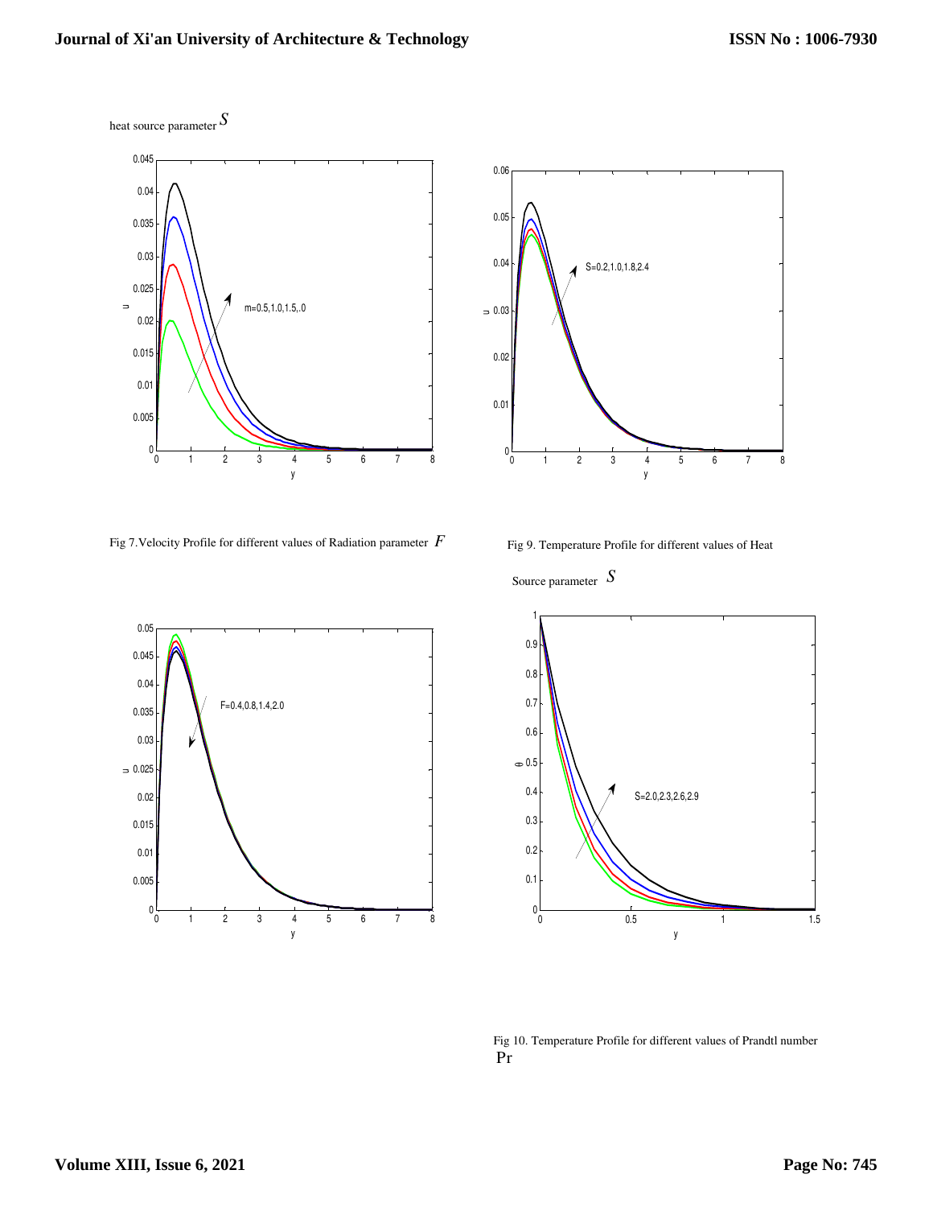heat source parameter $S$

0.045
0.04
0.035
0.03
0.025
u
0.02
0.015
0.01
0.005
0
0 1 2 3 4 5 6 7 8
y
m=0.5,1.0,1.5,.0

0.06
0.05
0.04
u 0.03
0.02
0.01
0
0 1 2 3 4 5 6 7 8
y
S=0.2,1.0,1.8,2.4

Fig 7.Velocity Profile for different values of Radiation parameter $F$

Fig 9. Temperature Profile for different values of Heat

Source parameter $S$

0.05
0.045
0.04
0.035
0.03
u 0.025
0.02
0.015
0.01
0.005
0
0 1 2 3 4 5 6 7 8
y
F=0.4,0.8,1.4,2.0

1
0.9
0.8
0.7
0.6
θ 0.5
0.4
0.3
0.2
0.1
0
0 0.5 1 1.5
y
S=2.0,2.3,2.6,2.9

Fig 10. Temperature Profile for different values of Prandtl number $\Pr$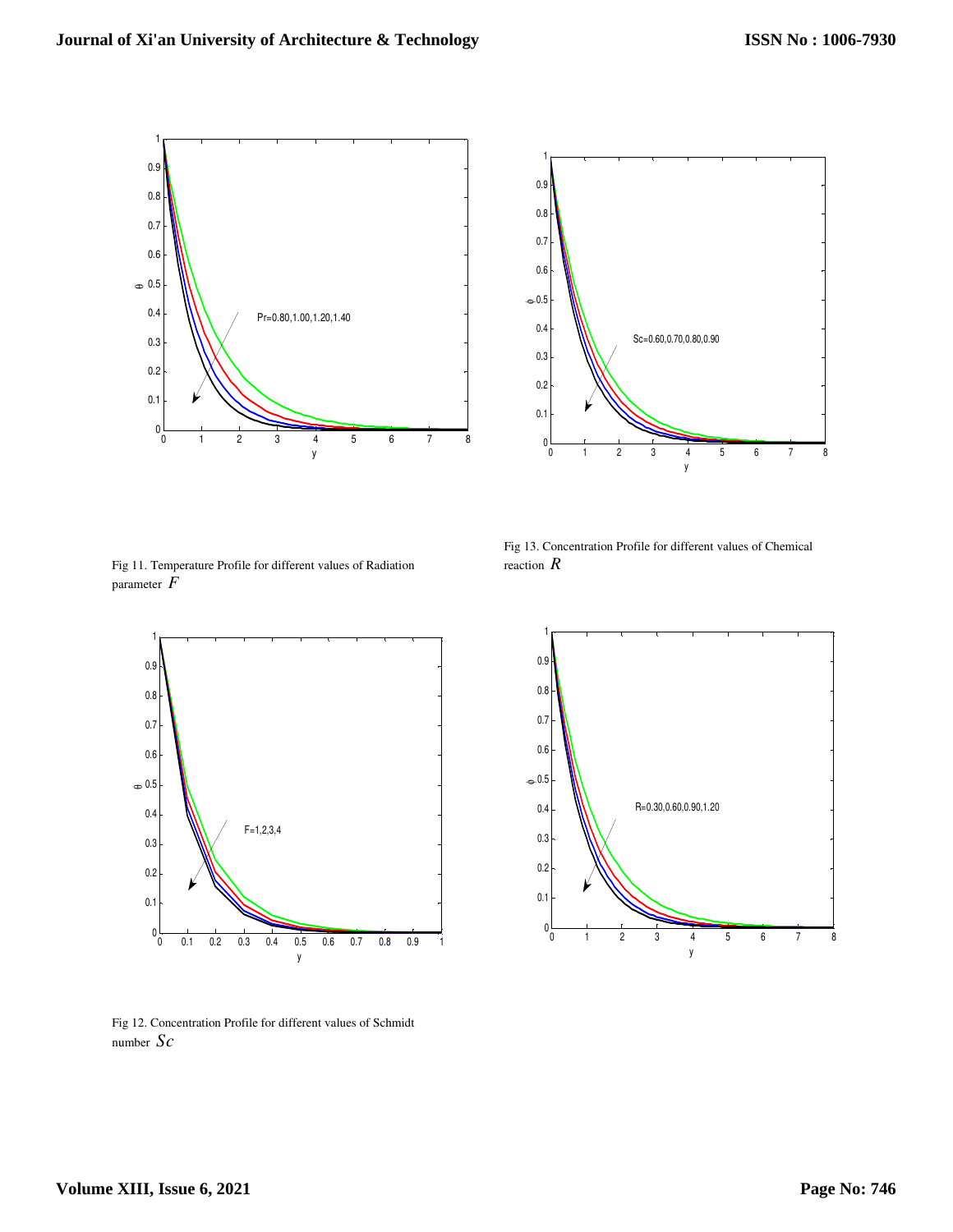θ

1
0.9
0.8
0.7
0.6
0.5
0.4
0.3
0.2
0.1
0

0 1 2 3 4 5 6 7 8

y

Pr=0.80,1.00,1.20,1.40

φ

1
0.9
0.8
0.7
0.6
0.5
0.4
0.3
0.2
0.1
0

0 1 2 3 4 5 6 7 8

y

Sc=0.60,0.70,0.80,0.90

Fig 11. Temperature Profile for different values of Radiation parameter $F$

Fig 13. Concentration Profile for different values of Chemical reaction $R$

θ

1
0.9
0.8
0.7
0.6
0.5
0.4
0.3
0.2
0.1
0

0 0.1 0.2 0.3 0.4 0.5 0.6 0.7 0.8 0.9 1

y

F=1,2,3,4

φ

1
0.9
0.8
0.7
0.6
0.5
0.4
0.3
0.2
0.1
0

0 1 2 3 4 5 6 7 8

y

R=0.30,0.60,0.90,1.20

Fig 12. Concentration Profile for different values of Schmidt number $Sc$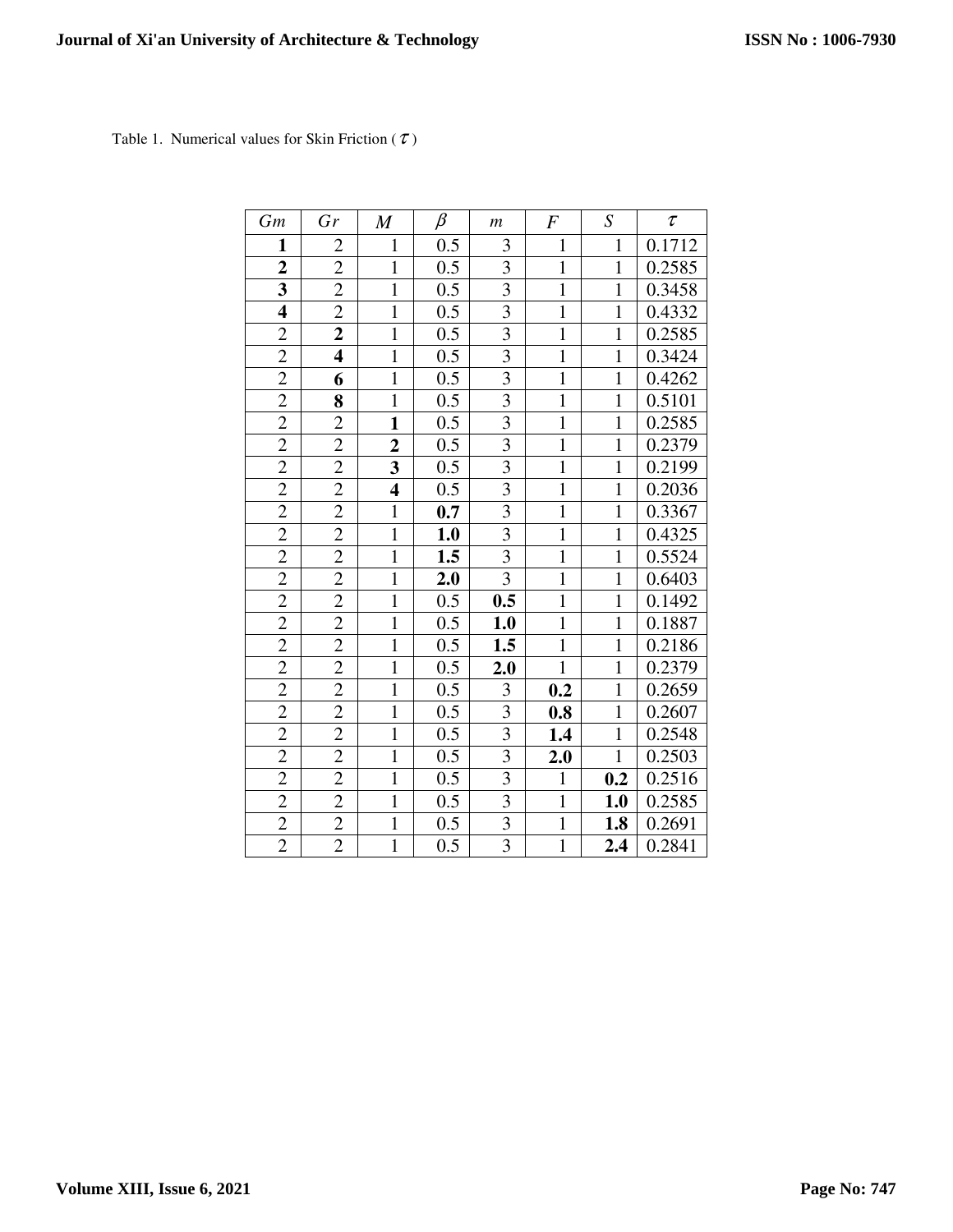Table 1. Numerical values for Skin Friction ( $\tau$ )

| $Gm$ | $Gr$ | $M$ | $\beta$ | $m$ | $F$ | $S$ | $\tau$ |
|---|---|---|---|---|---|---|---|
| **1** | 2 | 1 | 0.5 | 3 | 1 | 1 | 0.1712 |
| **2** | 2 | 1 | 0.5 | 3 | 1 | 1 | 0.2585 |
| **3** | 2 | 1 | 0.5 | 3 | 1 | 1 | 0.3458 |
| **4** | 2 | 1 | 0.5 | 3 | 1 | 1 | 0.4332 |
| 2 | **2** | 1 | 0.5 | 3 | 1 | 1 | 0.2585 |
| 2 | **4** | 1 | 0.5 | 3 | 1 | 1 | 0.3424 |
| 2 | **6** | 1 | 0.5 | 3 | 1 | 1 | 0.4262 |
| 2 | **8** | 1 | 0.5 | 3 | 1 | 1 | 0.5101 |
| 2 | 2 | **1** | 0.5 | 3 | 1 | 1 | 0.2585 |
| 2 | 2 | **2** | 0.5 | 3 | 1 | 1 | 0.2379 |
| 2 | 2 | **3** | 0.5 | 3 | 1 | 1 | 0.2199 |
| 2 | 2 | **4** | 0.5 | 3 | 1 | 1 | 0.2036 |
| 2 | 2 | 1 | **0.7** | 3 | 1 | 1 | 0.3367 |
| 2 | 2 | 1 | **1.0** | 3 | 1 | 1 | 0.4325 |
| 2 | 2 | 1 | **1.5** | 3 | 1 | 1 | 0.5524 |
| 2 | 2 | 1 | **2.0** | 3 | 1 | 1 | 0.6403 |
| 2 | 2 | 1 | 0.5 | **0.5** | 1 | 1 | 0.1492 |
| 2 | 2 | 1 | 0.5 | **1.0** | 1 | 1 | 0.1887 |
| 2 | 2 | 1 | 0.5 | **1.5** | 1 | 1 | 0.2186 |
| 2 | 2 | 1 | 0.5 | **2.0** | 1 | 1 | 0.2379 |
| 2 | 2 | 1 | 0.5 | 3 | **0.2** | 1 | 0.2659 |
| 2 | 2 | 1 | 0.5 | 3 | **0.8** | 1 | 0.2607 |
| 2 | 2 | 1 | 0.5 | 3 | **1.4** | 1 | 0.2548 |
| 2 | 2 | 1 | 0.5 | 3 | **2.0** | 1 | 0.2503 |
| 2 | 2 | 1 | 0.5 | 3 | 1 | **0.2** | 0.2516 |
| 2 | 2 | 1 | 0.5 | 3 | 1 | **1.0** | 0.2585 |
| 2 | 2 | 1 | 0.5 | 3 | 1 | **1.8** | 0.2691 |
| 2 | 2 | 1 | 0.5 | 3 | 1 | **2.4** | 0.2841 |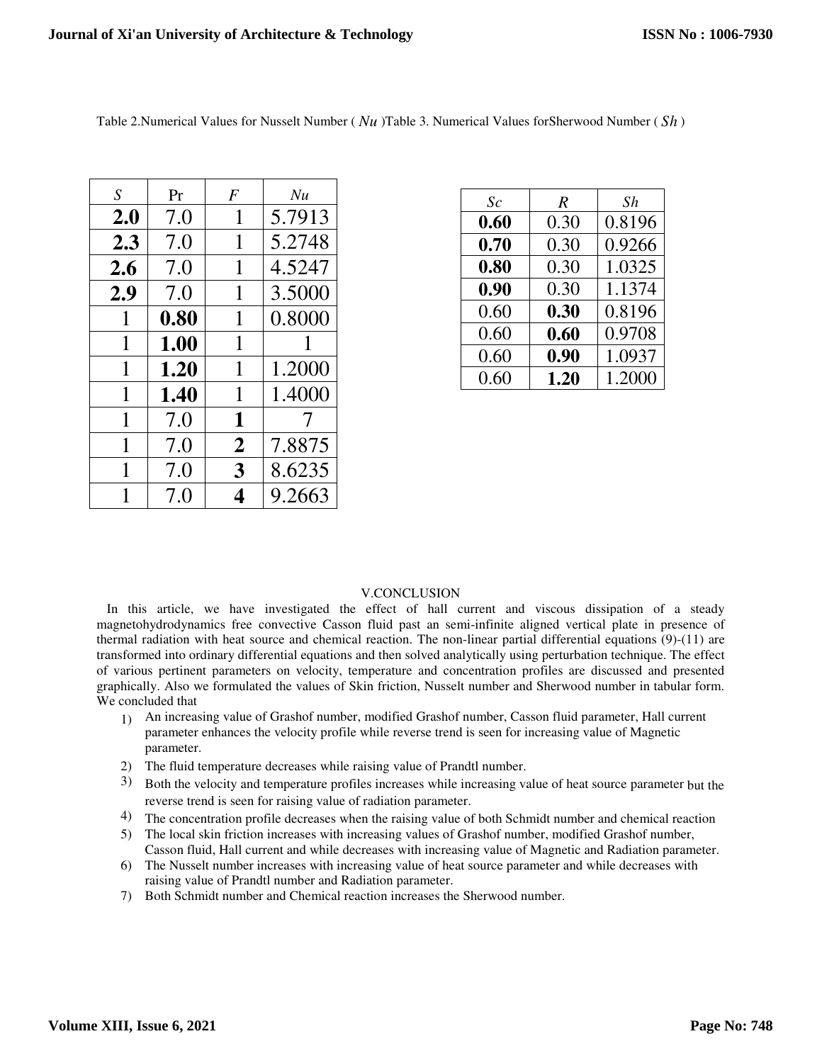Table 2.Numerical Values for Nusselt Number ( $Nu$ )

| $S$ | Pr | $F$ | $Nu$ |
|---|---|---|---|
| **2.0** | 7.0 | 1 | 5.7913 |
| **2.3** | 7.0 | 1 | 5.2748 |
| **2.6** | 7.0 | 1 | 4.5247 |
| **2.9** | 7.0 | 1 | 3.5000 |
| 1 | **0.80** | 1 | 0.8000 |
| 1 | **1.00** | 1 | 1 |
| 1 | **1.20** | 1 | 1.2000 |
| 1 | **1.40** | 1 | 1.4000 |
| 1 | 7.0 | **1** | 7 |
| 1 | 7.0 | **2** | 7.8875 |
| 1 | 7.0 | **3** | 8.6235 |
| 1 | 7.0 | **4** | 9.2663 |

Table 3. Numerical Values forSherwood Number ( $Sh$ )

| $Sc$ | $R$ | $Sh$ |
|---|---|---|
| **0.60** | 0.30 | 0.8196 |
| **0.70** | 0.30 | 0.9266 |
| **0.80** | 0.30 | 1.0325 |
| **0.90** | 0.30 | 1.1374 |
| 0.60 | **0.30** | 0.8196 |
| 0.60 | **0.60** | 0.9708 |
| 0.60 | **0.90** | 1.0937 |
| 0.60 | **1.20** | 1.2000 |

## V.CONCLUSION

In this article, we have investigated the effect of hall current and viscous dissipation of a steady magnetohydrodynamics free convective Casson fluid past an semi-infinite aligned vertical plate in presence of thermal radiation with heat source and chemical reaction. The non-linear partial differential equations (9)-(11) are transformed into ordinary differential equations and then solved analytically using perturbation technique. The effect of various pertinent parameters on velocity, temperature and concentration profiles are discussed and presented graphically. Also we formulated the values of Skin friction, Nusselt number and Sherwood number in tabular form. We concluded that

1) An increasing value of Grashof number, modified Grashof number, Casson fluid parameter, Hall current parameter enhances the velocity profile while reverse trend is seen for increasing value of Magnetic parameter.
2) The fluid temperature decreases while raising value of Prandtl number.
3) Both the velocity and temperature profiles increases while increasing value of heat source parameter but the reverse trend is seen for raising value of radiation parameter.
4) The concentration profile decreases when the raising value of both Schmidt number and chemical reaction
5) The local skin friction increases with increasing values of Grashof number, modified Grashof number, Casson fluid, Hall current and while decreases with increasing value of Magnetic and Radiation parameter.
6) The Nusselt number increases with increasing value of heat source parameter and while decreases with raising value of Prandtl number and Radiation parameter.
7) Both Schmidt number and Chemical reaction increases the Sherwood number.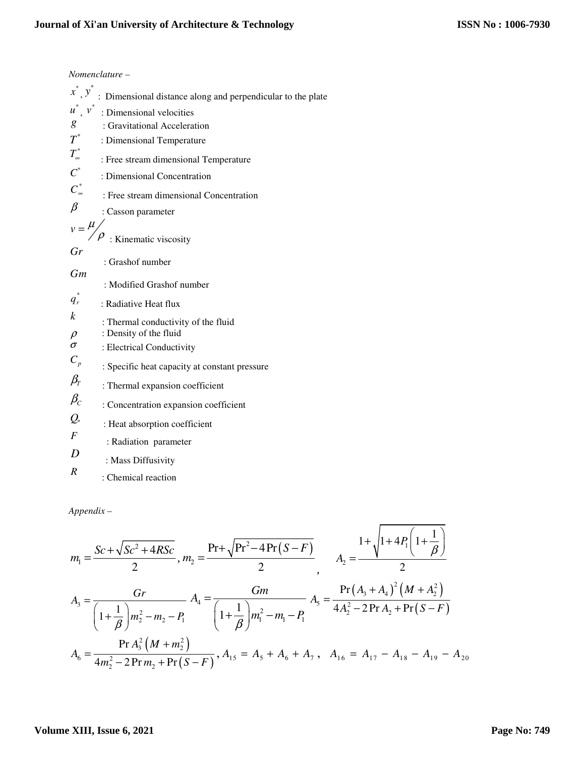*Nomenclature –*

$x^*, y^*$ : Dimensional distance along and perpendicular to the plate

$u^*, v^*$ : Dimensional velocities

$g$ : Gravitational Acceleration

$T^*$ : Dimensional Temperature

$T_\infty^*$ : Free stream dimensional Temperature

$C^*$ : Dimensional Concentration

$C_\infty^*$ : Free stream dimensional Concentration

$\beta$ : Casson parameter

$v = \mu/\rho$ : Kinematic viscosity

$Gr$ : Grashof number

$Gm$ : Modified Grashof number

$q_r^*$ : Radiative Heat flux

$k$ : Thermal conductivity of the fluid

$\rho$ : Density of the fluid

$\sigma$ : Electrical Conductivity

$C_p$ : Specific heat capacity at constant pressure

$\beta_T$ : Thermal expansion coefficient

$\beta_C$ : Concentration expansion coefficient

$Q_\circ$ : Heat absorption coefficient

$F$ : Radiation parameter

$D$ : Mass Diffusivity

$R$ : Chemical reaction

*Appendix –*

$$m_1 = \frac{Sc + \sqrt{Sc^2 + 4RSc}}{2},\ m_2 = \frac{\Pr + \sqrt{\Pr^2 - 4\Pr\left(S - F\right)}}{2},\quad A_2 = \frac{1 + \sqrt{1 + 4P_1\left(1 + \dfrac{1}{\beta}\right)}}{2}$$

$$A_3 = \frac{Gr}{\left(1 + \dfrac{1}{\beta}\right)m_2^2 - m_2 - P_1}\quad A_4 = \frac{Gm}{\left(1 + \dfrac{1}{\beta}\right)m_1^2 - m_1 - P_1}\quad A_5 = \frac{\Pr\left(A_3 + A_4\right)^2\left(M + A_2^2\right)}{4A_2^2 - 2\Pr A_2 + \Pr\left(S - F\right)}$$

$$A_6 = \frac{\Pr A_3^2\left(M + m_2^2\right)}{4m_2^2 - 2\Pr m_2 + \Pr\left(S - F\right)},\ A_{15} = A_5 + A_6 + A_7,\quad A_{16} = A_{17} - A_{18} - A_{19} - A_{20}$$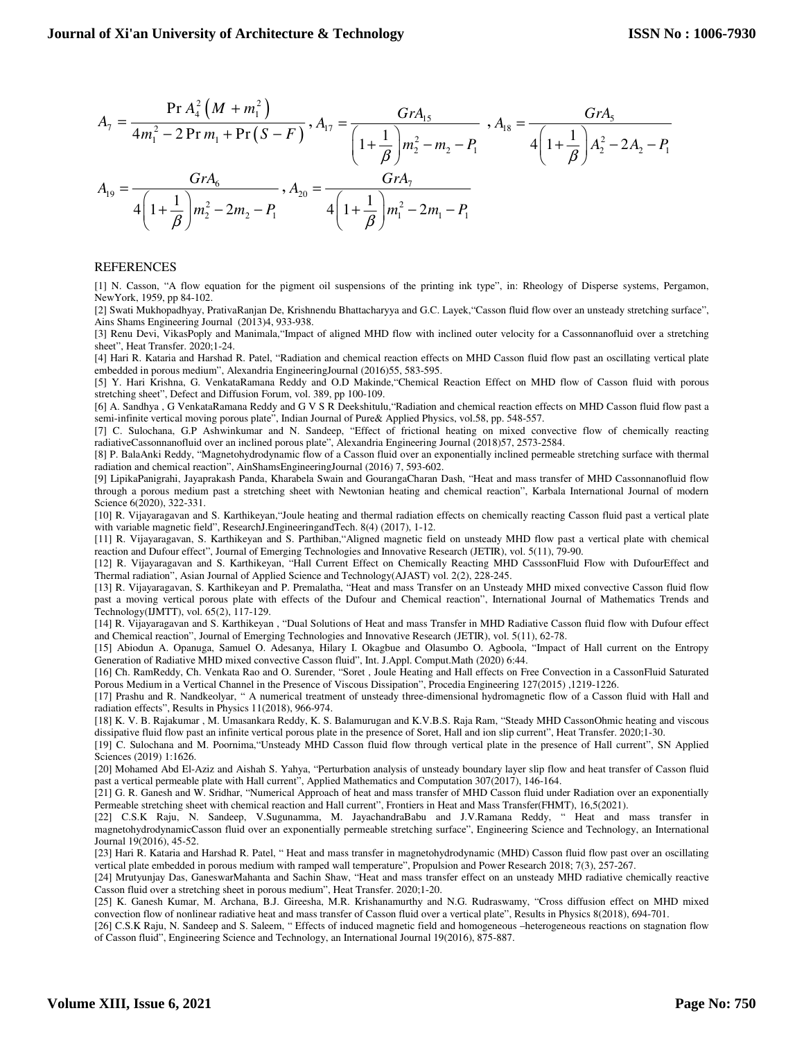$$A_7 = \frac{\Pr A_4^2 \left( M + m_1^2 \right)}{4m_1^2 - 2\Pr m_1 + \Pr \left( S - F \right)}, A_{17} = \frac{GrA_{15}}{\left( 1 + \frac{1}{\beta} \right) m_2^2 - m_2 - P_1}, A_{18} = \frac{GrA_5}{4\left( 1 + \frac{1}{\beta} \right) A_2^2 - 2A_2 - P_1}$$

$$A_{19} = \frac{GrA_6}{4\left( 1 + \frac{1}{\beta} \right) m_2^2 - 2m_2 - P_1}, A_{20} = \frac{GrA_7}{4\left( 1 + \frac{1}{\beta} \right) m_1^2 - 2m_1 - P_1}$$

## REFERENCES

[1] N. Casson, "A flow equation for the pigment oil suspensions of the printing ink type", in: Rheology of Disperse systems, Pergamon, NewYork, 1959, pp 84-102.

[2] Swati Mukhopadhyay, PrativaRanjan De, Krishnendu Bhattacharyya and G.C. Layek,"Casson fluid flow over an unsteady stretching surface", Ains Shams Engineering Journal (2013)4, 933-938.

[3] Renu Devi, VikasPoply and Manimala,"Impact of aligned MHD flow with inclined outer velocity for a Cassonnanofluid over a stretching sheet", Heat Transfer. 2020;1-24.

[4] Hari R. Kataria and Harshad R. Patel, "Radiation and chemical reaction effects on MHD Casson fluid flow past an oscillating vertical plate embedded in porous medium", Alexandria EngineeringJournal (2016)55, 583-595.

[5] Y. Hari Krishna, G. VenkataRamana Reddy and O.D Makinde,"Chemical Reaction Effect on MHD flow of Casson fluid with porous stretching sheet", Defect and Diffusion Forum, vol. 389, pp 100-109.

[6] A. Sandhya , G VenkataRamana Reddy and G V S R Deekshitulu,"Radiation and chemical reaction effects on MHD Casson fluid flow past a semi-infinite vertical moving porous plate", Indian Journal of Pure& Applied Physics, vol.58, pp. 548-557.

[7] C. Sulochana, G.P Ashwinkumar and N. Sandeep, "Effect of frictional heating on mixed convective flow of chemically reacting radiativeCassonnanofluid over an inclined porous plate", Alexandria Engineering Journal (2018)57, 2573-2584.

[8] P. BalaAnki Reddy, "Magnetohydrodynamic flow of a Casson fluid over an exponentially inclined permeable stretching surface with thermal radiation and chemical reaction", AinShamsEngineeringJournal (2016) 7, 593-602.

[9] LipikaPanigrahi, Jayaprakash Panda, Kharabela Swain and GourangaCharan Dash, "Heat and mass transfer of MHD Cassonnanofluid flow through a porous medium past a stretching sheet with Newtonian heating and chemical reaction", Karbala International Journal of modern Science 6(2020), 322-331.

[10] R. Vijayaragavan and S. Karthikeyan,"Joule heating and thermal radiation effects on chemically reacting Casson fluid past a vertical plate with variable magnetic field", ResearchJ.EngineeringandTech. 8(4) (2017), 1-12.

[11] R. Vijayaragavan, S. Karthikeyan and S. Parthiban,"Aligned magnetic field on unsteady MHD flow past a vertical plate with chemical reaction and Dufour effect", Journal of Emerging Technologies and Innovative Research (JETIR), vol. 5(11), 79-90.

[12] R. Vijayaragavan and S. Karthikeyan, "Hall Current Effect on Chemically Reacting MHD CasssonFluid Flow with DufourEffect and Thermal radiation", Asian Journal of Applied Science and Technology(AJAST) vol. 2(2), 228-245.

[13] R. Vijayaragavan, S. Karthikeyan and P. Premalatha, "Heat and mass Transfer on an Unsteady MHD mixed convective Casson fluid flow past a moving vertical porous plate with effects of the Dufour and Chemical reaction", International Journal of Mathematics Trends and Technology(IJMTT), vol. 65(2), 117-129.

[14] R. Vijayaragavan and S. Karthikeyan , "Dual Solutions of Heat and mass Transfer in MHD Radiative Casson fluid flow with Dufour effect and Chemical reaction", Journal of Emerging Technologies and Innovative Research (JETIR), vol. 5(11), 62-78.

[15] Abiodun A. Opanuga, Samuel O. Adesanya, Hilary I. Okagbue and Olasumbo O. Agboola, "Impact of Hall current on the Entropy Generation of Radiative MHD mixed convective Casson fluid", Int. J.Appl. Comput.Math (2020) 6:44.

[16] Ch. RamReddy, Ch. Venkata Rao and O. Surender, "Soret , Joule Heating and Hall effects on Free Convection in a CassonFluid Saturated Porous Medium in a Vertical Channel in the Presence of Viscous Dissipation", Procedia Engineering 127(2015) ,1219-1226.

[17] Prashu and R. Nandkeolyar, " A numerical treatment of unsteady three-dimensional hydromagnetic flow of a Casson fluid with Hall and radiation effects", Results in Physics 11(2018), 966-974.

[18] K. V. B. Rajakumar , M. Umasankara Reddy, K. S. Balamurugan and K.V.B.S. Raja Ram, "Steady MHD CassonOhmic heating and viscous dissipative fluid flow past an infinite vertical porous plate in the presence of Soret, Hall and ion slip current", Heat Transfer. 2020;1-30.

[19] C. Sulochana and M. Poornima,"Unsteady MHD Casson fluid flow through vertical plate in the presence of Hall current", SN Applied Sciences (2019) 1:1626.

[20] Mohamed Abd El-Aziz and Aishah S. Yahya, "Perturbation analysis of unsteady boundary layer slip flow and heat transfer of Casson fluid past a vertical permeable plate with Hall current", Applied Mathematics and Computation 307(2017), 146-164.

[21] G. R. Ganesh and W. Sridhar, "Numerical Approach of heat and mass transfer of MHD Casson fluid under Radiation over an exponentially Permeable stretching sheet with chemical reaction and Hall current", Frontiers in Heat and Mass Transfer(FHMT), 16,5(2021).

[22] C.S.K Raju, N. Sandeep, V.Sugunamma, M. JayachandraBabu and J.V.Ramana Reddy, " Heat and mass transfer in magnetohydrodynamicCasson fluid over an exponentially permeable stretching surface", Engineering Science and Technology, an International Journal 19(2016), 45-52.

[23] Hari R. Kataria and Harshad R. Patel, " Heat and mass transfer in magnetohydrodynamic (MHD) Casson fluid flow past over an oscillating vertical plate embedded in porous medium with ramped wall temperature", Propulsion and Power Research 2018; 7(3), 257-267.

[24] Mrutyunjay Das, GaneswarMahanta and Sachin Shaw, "Heat and mass transfer effect on an unsteady MHD radiative chemically reactive Casson fluid over a stretching sheet in porous medium", Heat Transfer. 2020;1-20.

[25] K. Ganesh Kumar, M. Archana, B.J. Gireesha, M.R. Krishanamurthy and N.G. Rudraswamy, "Cross diffusion effect on MHD mixed convection flow of nonlinear radiative heat and mass transfer of Casson fluid over a vertical plate", Results in Physics 8(2018), 694-701.

[26] C.S.K Raju, N. Sandeep and S. Saleem, " Effects of induced magnetic field and homogeneous –heterogeneous reactions on stagnation flow of Casson fluid", Engineering Science and Technology, an International Journal 19(2016), 875-887.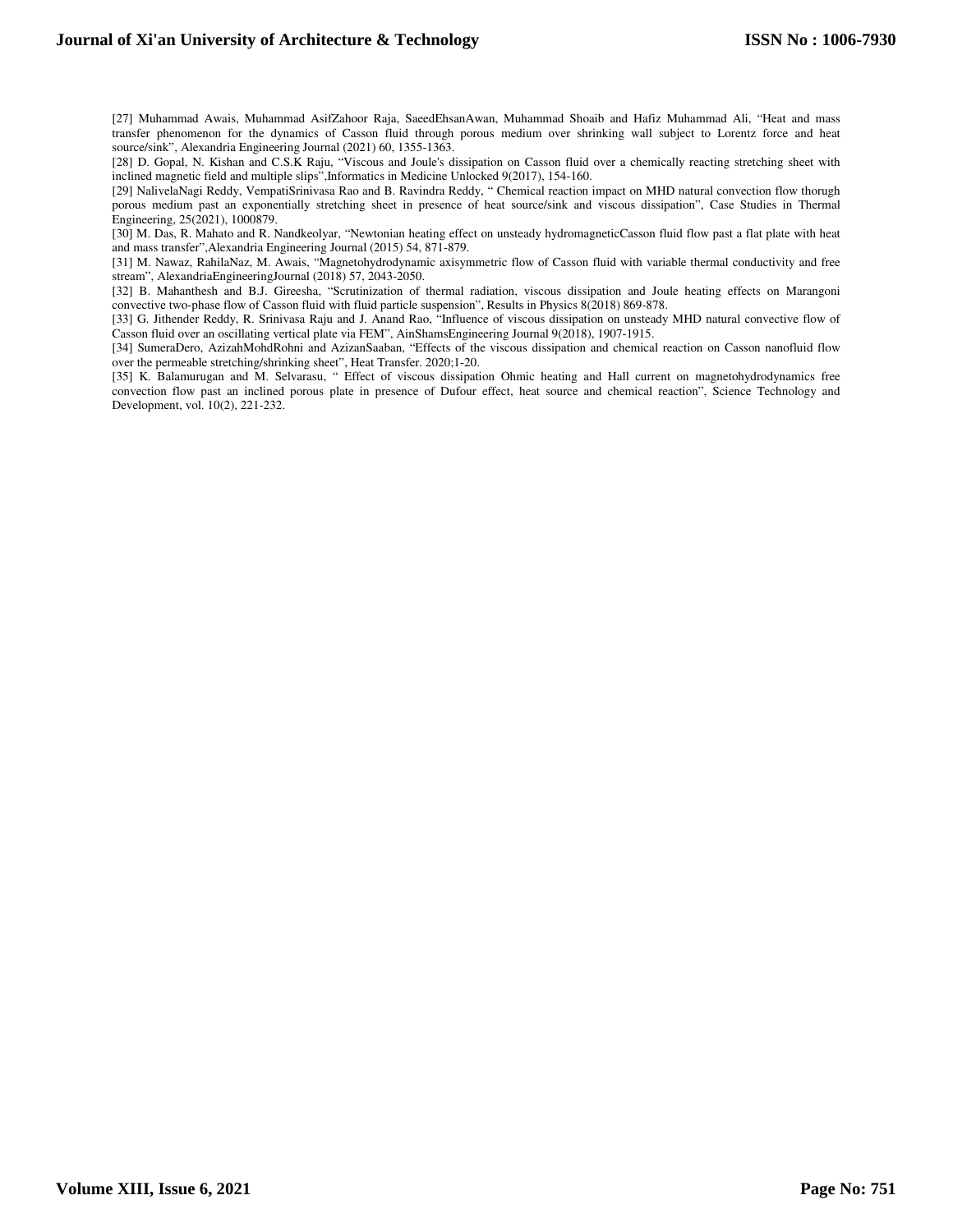[27] Muhammad Awais, Muhammad AsifZahoor Raja, SaeedEhsanAwan, Muhammad Shoaib and Hafiz Muhammad Ali, “Heat and mass transfer phenomenon for the dynamics of Casson fluid through porous medium over shrinking wall subject to Lorentz force and heat source/sink”, Alexandria Engineering Journal (2021) 60, 1355-1363.

[28] D. Gopal, N. Kishan and C.S.K Raju, “Viscous and Joule's dissipation on Casson fluid over a chemically reacting stretching sheet with inclined magnetic field and multiple slips”,Informatics in Medicine Unlocked 9(2017), 154-160.

[29] NalivelaNagi Reddy, VempatiSrinivasa Rao and B. Ravindra Reddy, “ Chemical reaction impact on MHD natural convection flow thorugh porous medium past an exponentially stretching sheet in presence of heat source/sink and viscous dissipation”, Case Studies in Thermal Engineering, 25(2021), 1000879.

[30] M. Das, R. Mahato and R. Nandkeolyar, “Newtonian heating effect on unsteady hydromagneticCasson fluid flow past a flat plate with heat and mass transfer”,Alexandria Engineering Journal (2015) 54, 871-879.

[31] M. Nawaz, RahilaNaz, M. Awais, “Magnetohydrodynamic axisymmetric flow of Casson fluid with variable thermal conductivity and free stream”, AlexandriaEngineeringJournal (2018) 57, 2043-2050.

[32] B. Mahanthesh and B.J. Gireesha, “Scrutinization of thermal radiation, viscous dissipation and Joule heating effects on Marangoni convective two-phase flow of Casson fluid with fluid particle suspension”, Results in Physics 8(2018) 869-878.

[33] G. Jithender Reddy, R. Srinivasa Raju and J. Anand Rao, “Influence of viscous dissipation on unsteady MHD natural convective flow of Casson fluid over an oscillating vertical plate via FEM”, AinShamsEngineering Journal 9(2018), 1907-1915.

[34] SumeraDero, AzizahMohdRohni and AzizanSaaban, “Effects of the viscous dissipation and chemical reaction on Casson nanofluid flow over the permeable stretching/shrinking sheet”, Heat Transfer. 2020;1-20.

[35] K. Balamurugan and M. Selvarasu, “ Effect of viscous dissipation Ohmic heating and Hall current on magnetohydrodynamics free convection flow past an inclined porous plate in presence of Dufour effect, heat source and chemical reaction”, Science Technology and Development, vol. 10(2), 221-232.